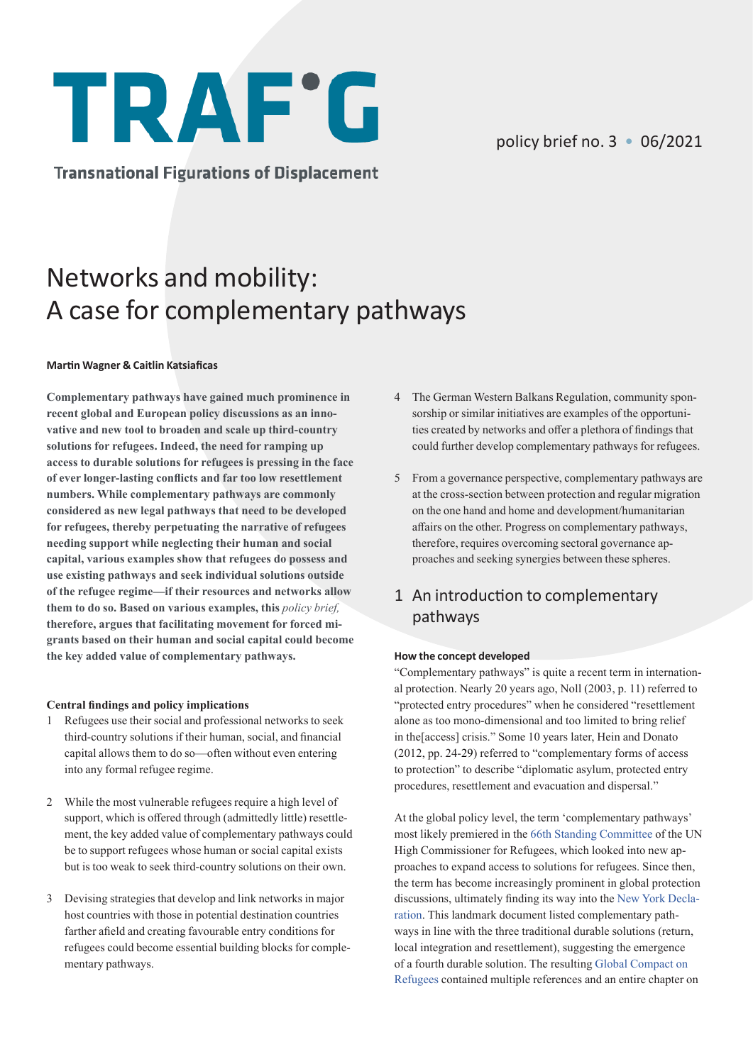# TRAF°G

Transnational Figurations of Displacement

policy brief no. 3 • 06/2021

# Networks and mobility: A case for complementary pathways

**Martin Wagner & Caitlin Katsiaficas**

**Complementary pathways have gained much prominence in recent global and European policy discussions as an innovative and new tool to broaden and scale up third-country solutions for refugees. Indeed, the need for ramping up access to durable solutions for refugees is pressing in the face of ever longer-lasting conflicts and far too low resettlement numbers. While complementary pathways are commonly considered as new legal pathways that need to be developed for refugees, thereby perpetuating the narrative of refugees needing support while neglecting their human and social capital, various examples show that refugees do possess and use existing pathways and seek individual solutions outside of the refugee regime—if their resources and networks allow them to do so. Based on various examples, this *policy brief,* therefore, argues that facilitating movement for forced migrants based on their human and social capital could become the key added value of complementary pathways.**

**Central findings and policy implications**

1. Refugees use their social and professional networks to seek third-country solutions if their human, social, and financial capital allows them to do so—often without even entering into any formal refugee regime.
2. While the most vulnerable refugees require a high level of support, which is offered through (admittedly little) resettlement, the key added value of complementary pathways could be to support refugees whose human or social capital exists but is too weak to seek third-country solutions on their own.
3. Devising strategies that develop and link networks in major host countries with those in potential destination countries farther afield and creating favourable entry conditions for refugees could become essential building blocks for complementary pathways.
4. The German Western Balkans Regulation, community sponsorship or similar initiatives are examples of the opportunities created by networks and offer a plethora of findings that could further develop complementary pathways for refugees.
5. From a governance perspective, complementary pathways are at the cross-section between protection and regular migration on the one hand and home and development/humanitarian affairs on the other. Progress on complementary pathways, therefore, requires overcoming sectoral governance approaches and seeking synergies between these spheres.

## 1 An introduction to complementary pathways

**How the concept developed**

"Complementary pathways" is quite a recent term in international protection. Nearly 20 years ago, Noll (2003, p. 11) referred to "protected entry procedures" when he considered "resettlement alone as too mono-dimensional and too limited to bring relief in the[access] crisis." Some 10 years later, Hein and Donato (2012, pp. 24-29) referred to "complementary forms of access to protection" to describe "diplomatic asylum, protected entry procedures, resettlement and evacuation and dispersal."

At the global policy level, the term 'complementary pathways' most likely premiered in the 66th Standing Committee of the UN High Commissioner for Refugees, which looked into new approaches to expand access to solutions for refugees. Since then, the term has become increasingly prominent in global protection discussions, ultimately finding its way into the New York Declaration. This landmark document listed complementary pathways in line with the three traditional durable solutions (return, local integration and resettlement), suggesting the emergence of a fourth durable solution. The resulting Global Compact on Refugees contained multiple references and an entire chapter on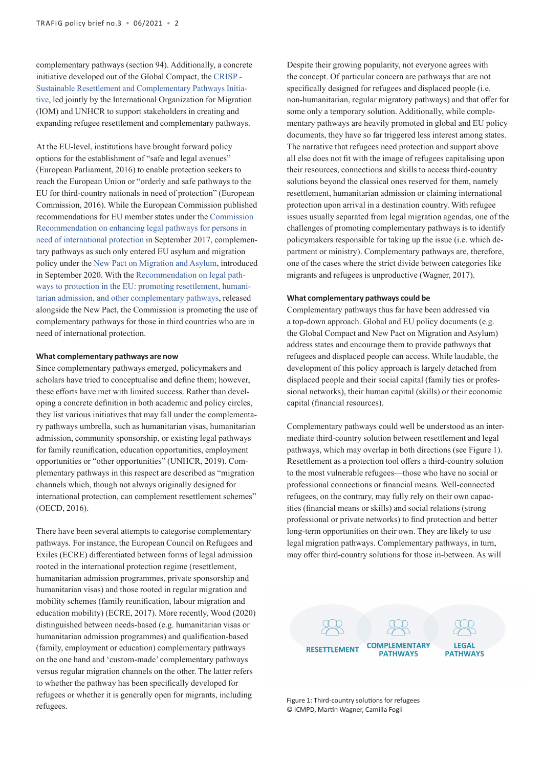complementary pathways (section 94). Additionally, a concrete initiative developed out of the Global Compact, the CRISP - Sustainable Resettlement and Complementary Pathways Initiative, led jointly by the International Organization for Migration (IOM) and UNHCR to support stakeholders in creating and expanding refugee resettlement and complementary pathways.

At the EU-level, institutions have brought forward policy options for the establishment of "safe and legal avenues" (European Parliament, 2016) to enable protection seekers to reach the European Union or "orderly and safe pathways to the EU for third-country nationals in need of protection" (European Commission, 2016). While the European Commission published recommendations for EU member states under the Commission Recommendation on enhancing legal pathways for persons in need of international protection in September 2017, complementary pathways as such only entered EU asylum and migration policy under the New Pact on Migration and Asylum, introduced in September 2020. With the Recommendation on legal pathways to protection in the EU: promoting resettlement, humanitarian admission, and other complementary pathways, released alongside the New Pact, the Commission is promoting the use of complementary pathways for those in third countries who are in need of international protection.

**What complementary pathways are now**

Since complementary pathways emerged, policymakers and scholars have tried to conceptualise and define them; however, these efforts have met with limited success. Rather than developing a concrete definition in both academic and policy circles, they list various initiatives that may fall under the complementary pathways umbrella, such as humanitarian visas, humanitarian admission, community sponsorship, or existing legal pathways for family reunification, education opportunities, employment opportunities or "other opportunities" (UNHCR, 2019). Complementary pathways in this respect are described as "migration channels which, though not always originally designed for international protection, can complement resettlement schemes" (OECD, 2016).

There have been several attempts to categorise complementary pathways. For instance, the European Council on Refugees and Exiles (ECRE) differentiated between forms of legal admission rooted in the international protection regime (resettlement, humanitarian admission programmes, private sponsorship and humanitarian visas) and those rooted in regular migration and mobility schemes (family reunification, labour migration and education mobility) (ECRE, 2017). More recently, Wood (2020) distinguished between needs-based (e.g. humanitarian visas or humanitarian admission programmes) and qualification-based (family, employment or education) complementary pathways on the one hand and 'custom-made' complementary pathways versus regular migration channels on the other. The latter refers to whether the pathway has been specifically developed for refugees or whether it is generally open for migrants, including refugees.

Despite their growing popularity, not everyone agrees with the concept. Of particular concern are pathways that are not specifically designed for refugees and displaced people (i.e. non-humanitarian, regular migratory pathways) and that offer for some only a temporary solution. Additionally, while complementary pathways are heavily promoted in global and EU policy documents, they have so far triggered less interest among states. The narrative that refugees need protection and support above all else does not fit with the image of refugees capitalising upon their resources, connections and skills to access third-country solutions beyond the classical ones reserved for them, namely resettlement, humanitarian admission or claiming international protection upon arrival in a destination country. With refugee issues usually separated from legal migration agendas, one of the challenges of promoting complementary pathways is to identify policymakers responsible for taking up the issue (i.e. which department or ministry). Complementary pathways are, therefore, one of the cases where the strict divide between categories like migrants and refugees is unproductive (Wagner, 2017).

**What complementary pathways could be**

Complementary pathways thus far have been addressed via a top-down approach. Global and EU policy documents (e.g. the Global Compact and New Pact on Migration and Asylum) address states and encourage them to provide pathways that refugees and displaced people can access. While laudable, the development of this policy approach is largely detached from displaced people and their social capital (family ties or professional networks), their human capital (skills) or their economic capital (financial resources).

Complementary pathways could well be understood as an intermediate third-country solution between resettlement and legal pathways, which may overlap in both directions (see Figure 1). Resettlement as a protection tool offers a third-country solution to the most vulnerable refugees—those who have no social or professional connections or financial means. Well-connected refugees, on the contrary, may fully rely on their own capacities (financial means or skills) and social relations (strong professional or private networks) to find protection and better long-term opportunities on their own. They are likely to use legal migration pathways. Complementary pathways, in turn, may offer third-country solutions for those in-between. As will

RESETTLEMENT | COMPLEMENTARY PATHWAYS | LEGAL PATHWAYS

Figure 1: Third-country solutions for refugees
© ICMPD, Martin Wagner, Camilla Fogli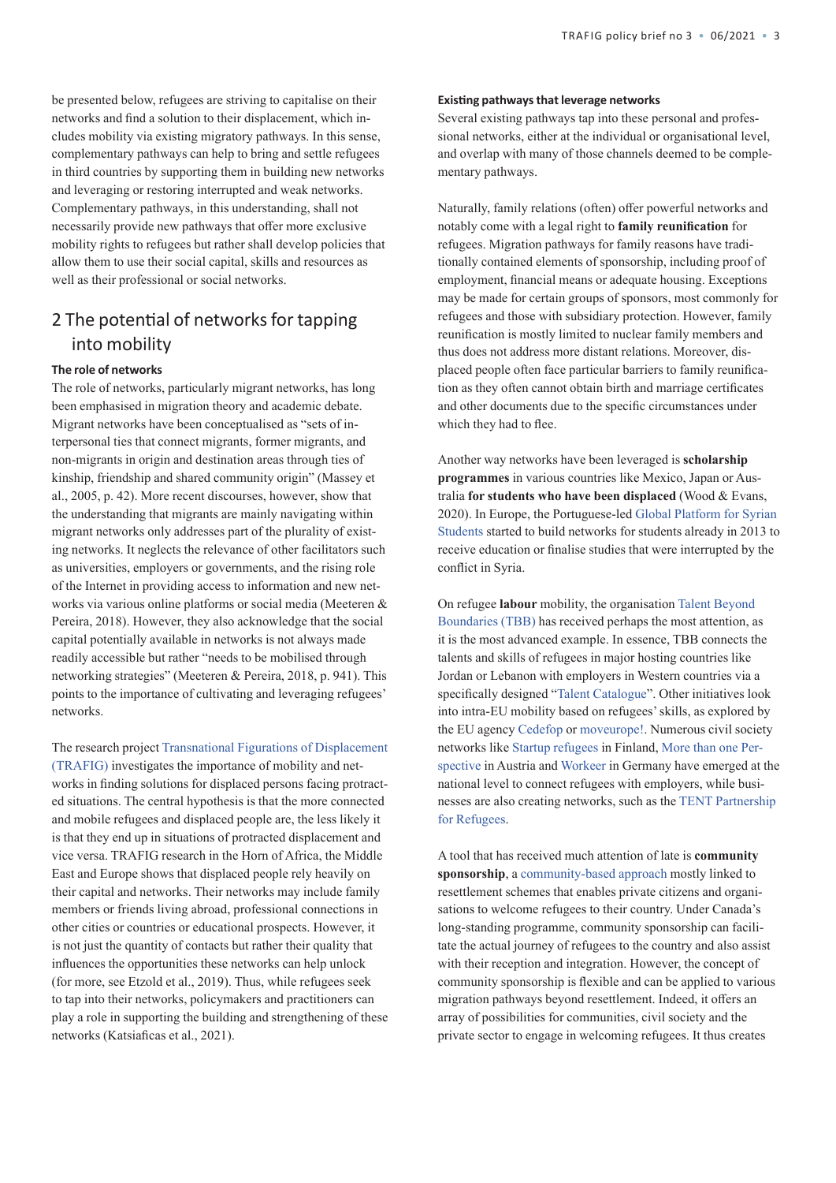be presented below, refugees are striving to capitalise on their networks and find a solution to their displacement, which includes mobility via existing migratory pathways. In this sense, complementary pathways can help to bring and settle refugees in third countries by supporting them in building new networks and leveraging or restoring interrupted and weak networks. Complementary pathways, in this understanding, shall not necessarily provide new pathways that offer more exclusive mobility rights to refugees but rather shall develop policies that allow them to use their social capital, skills and resources as well as their professional or social networks.

## 2 The potential of networks for tapping into mobility

### The role of networks

The role of networks, particularly migrant networks, has long been emphasised in migration theory and academic debate. Migrant networks have been conceptualised as "sets of interpersonal ties that connect migrants, former migrants, and non-migrants in origin and destination areas through ties of kinship, friendship and shared community origin" (Massey et al., 2005, p. 42). More recent discourses, however, show that the understanding that migrants are mainly navigating within migrant networks only addresses part of the plurality of existing networks. It neglects the relevance of other facilitators such as universities, employers or governments, and the rising role of the Internet in providing access to information and new networks via various online platforms or social media (Meeteren & Pereira, 2018). However, they also acknowledge that the social capital potentially available in networks is not always made readily accessible but rather "needs to be mobilised through networking strategies" (Meeteren & Pereira, 2018, p. 941). This points to the importance of cultivating and leveraging refugees' networks.

The research project Transnational Figurations of Displacement (TRAFIG) investigates the importance of mobility and networks in finding solutions for displaced persons facing protracted situations. The central hypothesis is that the more connected and mobile refugees and displaced people are, the less likely it is that they end up in situations of protracted displacement and vice versa. TRAFIG research in the Horn of Africa, the Middle East and Europe shows that displaced people rely heavily on their capital and networks. Their networks may include family members or friends living abroad, professional connections in other cities or countries or educational prospects. However, it is not just the quantity of contacts but rather their quality that influences the opportunities these networks can help unlock (for more, see Etzold et al., 2019). Thus, while refugees seek to tap into their networks, policymakers and practitioners can play a role in supporting the building and strengthening of these networks (Katsiaficas et al., 2021).

### Existing pathways that leverage networks

Several existing pathways tap into these personal and professional networks, either at the individual or organisational level, and overlap with many of those channels deemed to be complementary pathways.

Naturally, family relations (often) offer powerful networks and notably come with a legal right to **family reunification** for refugees. Migration pathways for family reasons have traditionally contained elements of sponsorship, including proof of employment, financial means or adequate housing. Exceptions may be made for certain groups of sponsors, most commonly for refugees and those with subsidiary protection. However, family reunification is mostly limited to nuclear family members and thus does not address more distant relations. Moreover, displaced people often face particular barriers to family reunification as they often cannot obtain birth and marriage certificates and other documents due to the specific circumstances under which they had to flee.

Another way networks have been leveraged is **scholarship programmes** in various countries like Mexico, Japan or Australia **for students who have been displaced** (Wood & Evans, 2020). In Europe, the Portuguese-led Global Platform for Syrian Students started to build networks for students already in 2013 to receive education or finalise studies that were interrupted by the conflict in Syria.

On refugee **labour** mobility, the organisation Talent Beyond Boundaries (TBB) has received perhaps the most attention, as it is the most advanced example. In essence, TBB connects the talents and skills of refugees in major hosting countries like Jordan or Lebanon with employers in Western countries via a specifically designed "Talent Catalogue". Other initiatives look into intra-EU mobility based on refugees' skills, as explored by the EU agency Cedefop or moveurope!. Numerous civil society networks like Startup refugees in Finland, More than one Perspective in Austria and Workeer in Germany have emerged at the national level to connect refugees with employers, while businesses are also creating networks, such as the TENT Partnership for Refugees.

A tool that has received much attention of late is **community sponsorship**, a community-based approach mostly linked to resettlement schemes that enables private citizens and organisations to welcome refugees to their country. Under Canada's long-standing programme, community sponsorship can facilitate the actual journey of refugees to the country and also assist with their reception and integration. However, the concept of community sponsorship is flexible and can be applied to various migration pathways beyond resettlement. Indeed, it offers an array of possibilities for communities, civil society and the private sector to engage in welcoming refugees. It thus creates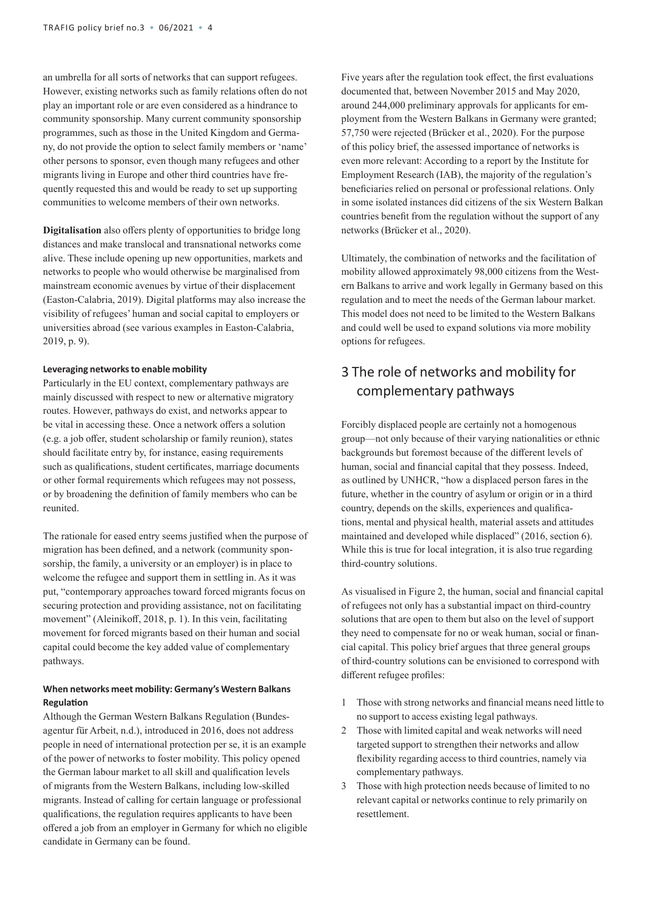an umbrella for all sorts of networks that can support refugees. However, existing networks such as family relations often do not play an important role or are even considered as a hindrance to community sponsorship. Many current community sponsorship programmes, such as those in the United Kingdom and Germany, do not provide the option to select family members or 'name' other persons to sponsor, even though many refugees and other migrants living in Europe and other third countries have frequently requested this and would be ready to set up supporting communities to welcome members of their own networks.

**Digitalisation** also offers plenty of opportunities to bridge long distances and make translocal and transnational networks come alive. These include opening up new opportunities, markets and networks to people who would otherwise be marginalised from mainstream economic avenues by virtue of their displacement (Easton-Calabria, 2019). Digital platforms may also increase the visibility of refugees' human and social capital to employers or universities abroad (see various examples in Easton-Calabria, 2019, p. 9).

#### Leveraging networks to enable mobility

Particularly in the EU context, complementary pathways are mainly discussed with respect to new or alternative migratory routes. However, pathways do exist, and networks appear to be vital in accessing these. Once a network offers a solution (e.g. a job offer, student scholarship or family reunion), states should facilitate entry by, for instance, easing requirements such as qualifications, student certificates, marriage documents or other formal requirements which refugees may not possess, or by broadening the definition of family members who can be reunited.

The rationale for eased entry seems justified when the purpose of migration has been defined, and a network (community sponsorship, the family, a university or an employer) is in place to welcome the refugee and support them in settling in. As it was put, "contemporary approaches toward forced migrants focus on securing protection and providing assistance, not on facilitating movement" (Aleinikoff, 2018, p. 1). In this vein, facilitating movement for forced migrants based on their human and social capital could become the key added value of complementary pathways.

#### When networks meet mobility: Germany's Western Balkans Regulation

Although the German Western Balkans Regulation (Bundesagentur für Arbeit, n.d.), introduced in 2016, does not address people in need of international protection per se, it is an example of the power of networks to foster mobility. This policy opened the German labour market to all skill and qualification levels of migrants from the Western Balkans, including low-skilled migrants. Instead of calling for certain language or professional qualifications, the regulation requires applicants to have been offered a job from an employer in Germany for which no eligible candidate in Germany can be found.

Five years after the regulation took effect, the first evaluations documented that, between November 2015 and May 2020, around 244,000 preliminary approvals for applicants for employment from the Western Balkans in Germany were granted; 57,750 were rejected (Brücker et al., 2020). For the purpose of this policy brief, the assessed importance of networks is even more relevant: According to a report by the Institute for Employment Research (IAB), the majority of the regulation's beneficiaries relied on personal or professional relations. Only in some isolated instances did citizens of the six Western Balkan countries benefit from the regulation without the support of any networks (Brücker et al., 2020).

Ultimately, the combination of networks and the facilitation of mobility allowed approximately 98,000 citizens from the Western Balkans to arrive and work legally in Germany based on this regulation and to meet the needs of the German labour market. This model does not need to be limited to the Western Balkans and could well be used to expand solutions via more mobility options for refugees.

## 3 The role of networks and mobility for complementary pathways

Forcibly displaced people are certainly not a homogenous group—not only because of their varying nationalities or ethnic backgrounds but foremost because of the different levels of human, social and financial capital that they possess. Indeed, as outlined by UNHCR, "how a displaced person fares in the future, whether in the country of asylum or origin or in a third country, depends on the skills, experiences and qualifications, mental and physical health, material assets and attitudes maintained and developed while displaced" (2016, section 6). While this is true for local integration, it is also true regarding third-country solutions.

As visualised in Figure 2, the human, social and financial capital of refugees not only has a substantial impact on third-country solutions that are open to them but also on the level of support they need to compensate for no or weak human, social or financial capital. This policy brief argues that three general groups of third-country solutions can be envisioned to correspond with different refugee profiles:

1. Those with strong networks and financial means need little to no support to access existing legal pathways.
2. Those with limited capital and weak networks will need targeted support to strengthen their networks and allow flexibility regarding access to third countries, namely via complementary pathways.
3. Those with high protection needs because of limited to no relevant capital or networks continue to rely primarily on resettlement.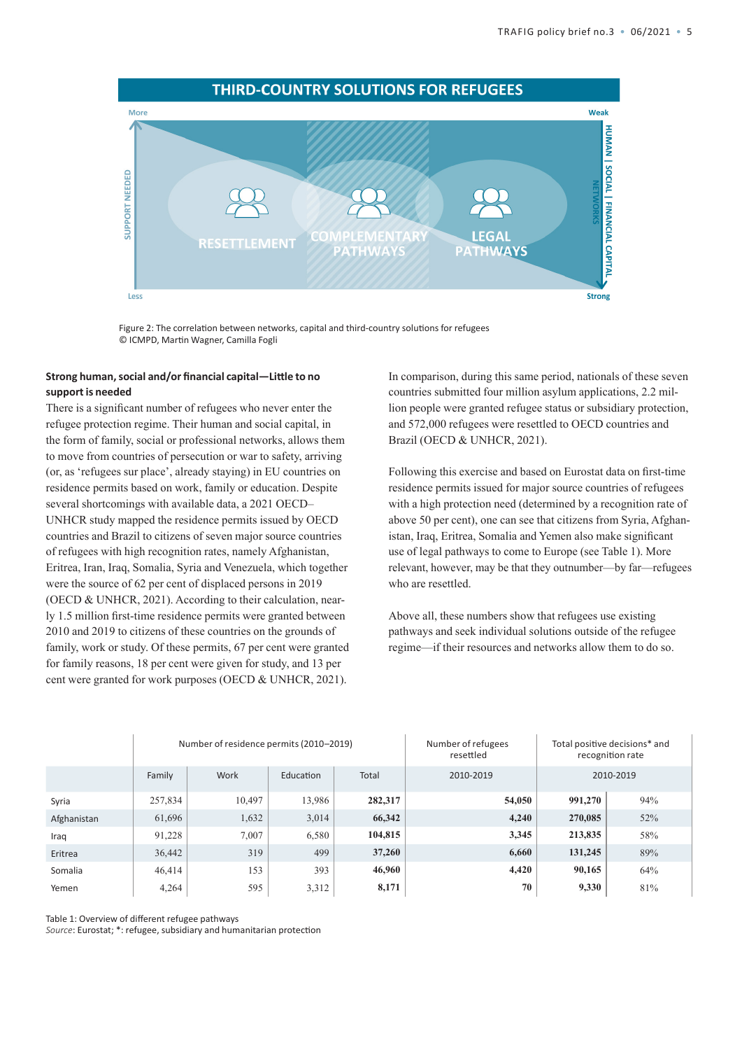THIRD-COUNTRY SOLUTIONS FOR REFUGEES

More | Weak

SUPPORT NEEDED

RESETTLEMENT | COMPLEMENTARY PATHWAYS | LEGAL PATHWAYS

HUMAN | SOCIAL | FINANCIAL CAPITAL NETWORKS

Less | Strong

Figure 2: The correlation between networks, capital and third-country solutions for refugees
© ICMPD, Martin Wagner, Camilla Fogli

**Strong human, social and/or financial capital—Little to no support is needed**

There is a significant number of refugees who never enter the refugee protection regime. Their human and social capital, in the form of family, social or professional networks, allows them to move from countries of persecution or war to safety, arriving (or, as 'refugees sur place', already staying) in EU countries on residence permits based on work, family or education. Despite several shortcomings with available data, a 2021 OECD–UNHCR study mapped the residence permits issued by OECD countries and Brazil to citizens of seven major source countries of refugees with high recognition rates, namely Afghanistan, Eritrea, Iran, Iraq, Somalia, Syria and Venezuela, which together were the source of 62 per cent of displaced persons in 2019 (OECD & UNHCR, 2021). According to their calculation, nearly 1.5 million first-time residence permits were granted between 2010 and 2019 to citizens of these countries on the grounds of family, work or study. Of these permits, 67 per cent were granted for family reasons, 18 per cent were given for study, and 13 per cent were granted for work purposes (OECD & UNHCR, 2021).

In comparison, during this same period, nationals of these seven countries submitted four million asylum applications, 2.2 million people were granted refugee status or subsidiary protection, and 572,000 refugees were resettled to OECD countries and Brazil (OECD & UNHCR, 2021).

Following this exercise and based on Eurostat data on first-time residence permits issued for major source countries of refugees with a high protection need (determined by a recognition rate of above 50 per cent), one can see that citizens from Syria, Afghanistan, Iraq, Eritrea, Somalia and Yemen also make significant use of legal pathways to come to Europe (see Table 1). More relevant, however, may be that they outnumber—by far—refugees who are resettled.

Above all, these numbers show that refugees use existing pathways and seek individual solutions outside of the refugee regime—if their resources and networks allow them to do so.

| | Number of residence permits (2010–2019) | | | | Number of refugees resettled | Total positive decisions* and recognition rate | |
|---|---|---|---|---|---|---|---|
| | Family | Work | Education | Total | 2010-2019 | 2010-2019 | |
| Syria | 257,834 | 10,497 | 13,986 | **282,317** | **54,050** | **991,270** | 94% |
| Afghanistan | 61,696 | 1,632 | 3,014 | **66,342** | **4,240** | **270,085** | 52% |
| Iraq | 91,228 | 7,007 | 6,580 | **104,815** | **3,345** | **213,835** | 58% |
| Eritrea | 36,442 | 319 | 499 | **37,260** | **6,660** | **131,245** | 89% |
| Somalia | 46,414 | 153 | 393 | **46,960** | **4,420** | **90,165** | 64% |
| Yemen | 4,264 | 595 | 3,312 | **8,171** | **70** | **9,330** | 81% |

Table 1: Overview of different refugee pathways
*Source*: Eurostat; *: refugee, subsidiary and humanitarian protection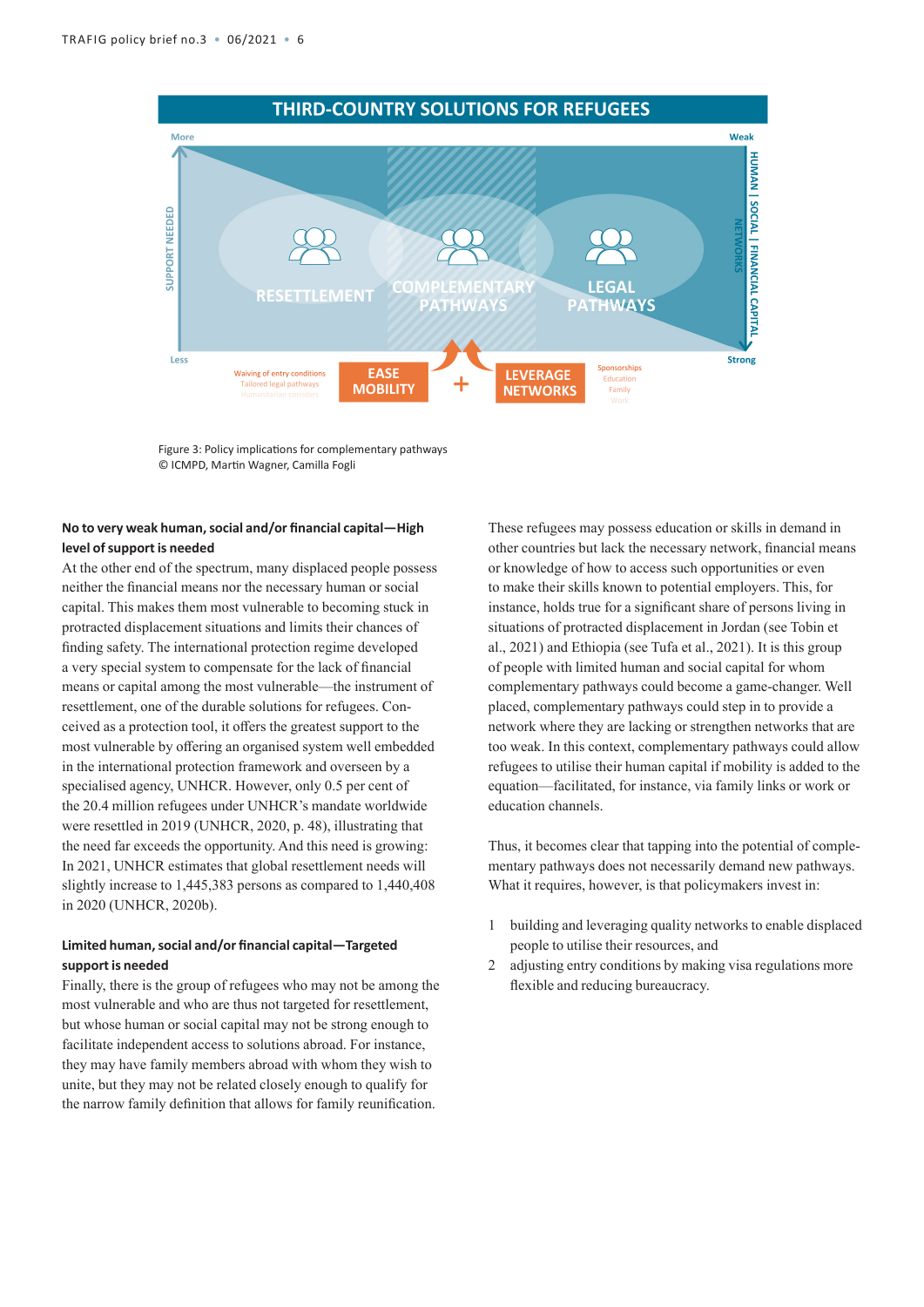THIRD-COUNTRY SOLUTIONS FOR REFUGEES

More

SUPPORT NEEDED

Less

Weak

HUMAN | SOCIAL | FINANCIAL CAPITAL NETWORKS

Strong

RESETTLEMENT

COMPLEMENTARY PATHWAYS

LEGAL PATHWAYS

Waiving of entry conditions
Tailored legal pathways
Humanitarian corridors

EASE MOBILITY

+

LEVERAGE NETWORKS

Sponsorships
Education
Family
Work

Figure 3: Policy implications for complementary pathways
© ICMPD, Martin Wagner, Camilla Fogli

**No to very weak human, social and/or financial capital—High level of support is needed**

At the other end of the spectrum, many displaced people possess neither the financial means nor the necessary human or social capital. This makes them most vulnerable to becoming stuck in protracted displacement situations and limits their chances of finding safety. The international protection regime developed a very special system to compensate for the lack of financial means or capital among the most vulnerable—the instrument of resettlement, one of the durable solutions for refugees. Conceived as a protection tool, it offers the greatest support to the most vulnerable by offering an organised system well embedded in the international protection framework and overseen by a specialised agency, UNHCR. However, only 0.5 per cent of the 20.4 million refugees under UNHCR's mandate worldwide were resettled in 2019 (UNHCR, 2020, p. 48), illustrating that the need far exceeds the opportunity. And this need is growing: In 2021, UNHCR estimates that global resettlement needs will slightly increase to 1,445,383 persons as compared to 1,440,408 in 2020 (UNHCR, 2020b).

**Limited human, social and/or financial capital—Targeted support is needed**

Finally, there is the group of refugees who may not be among the most vulnerable and who are thus not targeted for resettlement, but whose human or social capital may not be strong enough to facilitate independent access to solutions abroad. For instance, they may have family members abroad with whom they wish to unite, but they may not be related closely enough to qualify for the narrow family definition that allows for family reunification. These refugees may possess education or skills in demand in other countries but lack the necessary network, financial means or knowledge of how to access such opportunities or even to make their skills known to potential employers. This, for instance, holds true for a significant share of persons living in situations of protracted displacement in Jordan (see Tobin et al., 2021) and Ethiopia (see Tufa et al., 2021). It is this group of people with limited human and social capital for whom complementary pathways could become a game-changer. Well placed, complementary pathways could step in to provide a network where they are lacking or strengthen networks that are too weak. In this context, complementary pathways could allow refugees to utilise their human capital if mobility is added to the equation—facilitated, for instance, via family links or work or education channels.

Thus, it becomes clear that tapping into the potential of complementary pathways does not necessarily demand new pathways. What it requires, however, is that policymakers invest in:

1. building and leveraging quality networks to enable displaced people to utilise their resources, and
2. adjusting entry conditions by making visa regulations more flexible and reducing bureaucracy.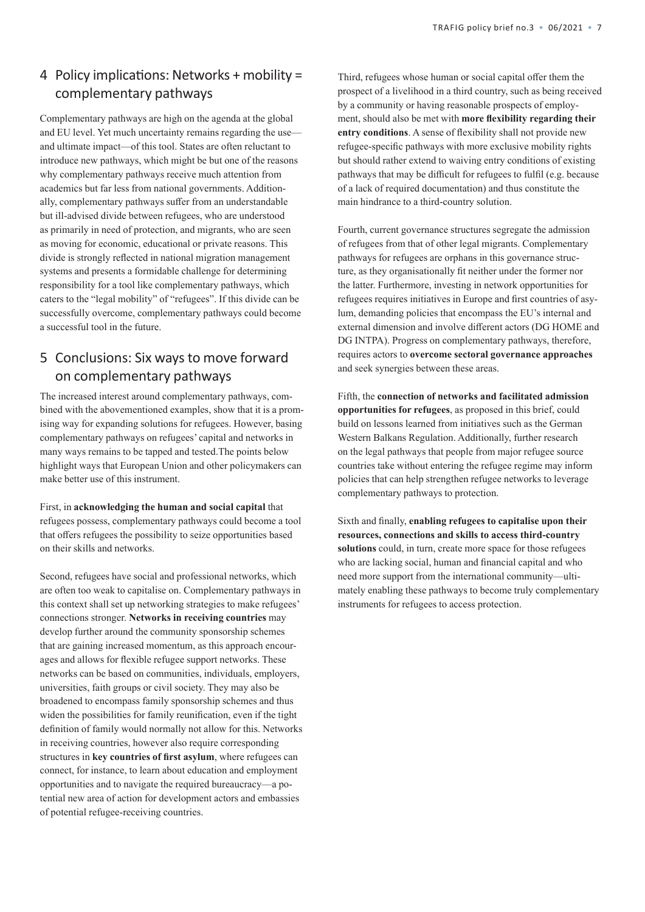## 4 Policy implications: Networks + mobility = complementary pathways

Complementary pathways are high on the agenda at the global and EU level. Yet much uncertainty remains regarding the use—and ultimate impact—of this tool. States are often reluctant to introduce new pathways, which might be but one of the reasons why complementary pathways receive much attention from academics but far less from national governments. Additionally, complementary pathways suffer from an understandable but ill-advised divide between refugees, who are understood as primarily in need of protection, and migrants, who are seen as moving for economic, educational or private reasons. This divide is strongly reflected in national migration management systems and presents a formidable challenge for determining responsibility for a tool like complementary pathways, which caters to the "legal mobility" of "refugees". If this divide can be successfully overcome, complementary pathways could become a successful tool in the future.

## 5 Conclusions: Six ways to move forward on complementary pathways

The increased interest around complementary pathways, combined with the abovementioned examples, show that it is a promising way for expanding solutions for refugees. However, basing complementary pathways on refugees' capital and networks in many ways remains to be tapped and tested.The points below highlight ways that European Union and other policymakers can make better use of this instrument.

First, in **acknowledging the human and social capital** that refugees possess, complementary pathways could become a tool that offers refugees the possibility to seize opportunities based on their skills and networks.

Second, refugees have social and professional networks, which are often too weak to capitalise on. Complementary pathways in this context shall set up networking strategies to make refugees' connections stronger. **Networks in receiving countries** may develop further around the community sponsorship schemes that are gaining increased momentum, as this approach encourages and allows for flexible refugee support networks. These networks can be based on communities, individuals, employers, universities, faith groups or civil society. They may also be broadened to encompass family sponsorship schemes and thus widen the possibilities for family reunification, even if the tight definition of family would normally not allow for this. Networks in receiving countries, however also require corresponding structures in **key countries of first asylum**, where refugees can connect, for instance, to learn about education and employment opportunities and to navigate the required bureaucracy—a potential new area of action for development actors and embassies of potential refugee-receiving countries.

Third, refugees whose human or social capital offer them the prospect of a livelihood in a third country, such as being received by a community or having reasonable prospects of employment, should also be met with **more flexibility regarding their entry conditions**. A sense of flexibility shall not provide new refugee-specific pathways with more exclusive mobility rights but should rather extend to waiving entry conditions of existing pathways that may be difficult for refugees to fulfil (e.g. because of a lack of required documentation) and thus constitute the main hindrance to a third-country solution.

Fourth, current governance structures segregate the admission of refugees from that of other legal migrants. Complementary pathways for refugees are orphans in this governance structure, as they organisationally fit neither under the former nor the latter. Furthermore, investing in network opportunities for refugees requires initiatives in Europe and first countries of asylum, demanding policies that encompass the EU's internal and external dimension and involve different actors (DG HOME and DG INTPA). Progress on complementary pathways, therefore, requires actors to **overcome sectoral governance approaches** and seek synergies between these areas.

Fifth, the **connection of networks and facilitated admission opportunities for refugees**, as proposed in this brief, could build on lessons learned from initiatives such as the German Western Balkans Regulation. Additionally, further research on the legal pathways that people from major refugee source countries take without entering the refugee regime may inform policies that can help strengthen refugee networks to leverage complementary pathways to protection.

Sixth and finally, **enabling refugees to capitalise upon their resources, connections and skills to access third-country solutions** could, in turn, create more space for those refugees who are lacking social, human and financial capital and who need more support from the international community—ultimately enabling these pathways to become truly complementary instruments for refugees to access protection.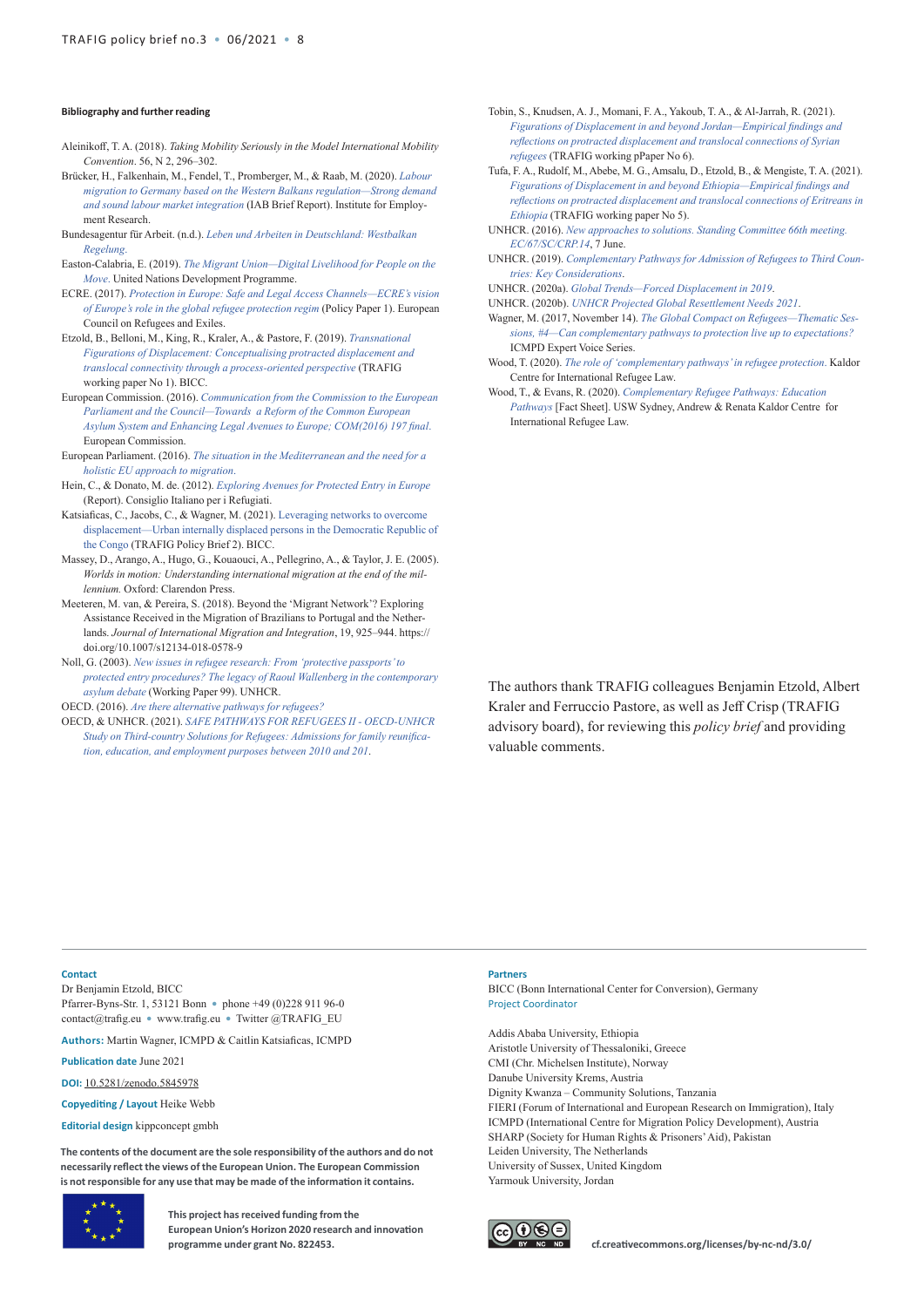#### Bibliography and further reading

Aleinikoff, T. A. (2018). *Taking Mobility Seriously in the Model International Mobility Convention*. 56, N 2, 296–302.

Brücker, H., Falkenhain, M., Fendel, T., Promberger, M., & Raab, M. (2020). *Labour migration to Germany based on the Western Balkans regulation—Strong demand and sound labour market integration* (IAB Brief Report). Institute for Employment Research.

Bundesagentur für Arbeit. (n.d.). *Leben und Arbeiten in Deutschland: Westbalkan Regelung*.

Easton-Calabria, E. (2019). *The Migrant Union—Digital Livelihood for People on the Move*. United Nations Development Programme.

ECRE. (2017). *Protection in Europe: Safe and Legal Access Channels—ECRE's vision of Europe's role in the global refugee protection regim* (Policy Paper 1). European Council on Refugees and Exiles.

Etzold, B., Belloni, M., King, R., Kraler, A., & Pastore, F. (2019). *Transnational Figurations of Displacement: Conceptualising protracted displacement and translocal connectivity through a process-oriented perspective* (TRAFIG working paper No 1). BICC.

European Commission. (2016). *Communication from the Commission to the European Parliament and the Council—Towards a Reform of the Common European Asylum System and Enhancing Legal Avenues to Europe; COM(2016) 197 final*. European Commission.

European Parliament. (2016). *The situation in the Mediterranean and the need for a holistic EU approach to migration*.

Hein, C., & Donato, M. de. (2012). *Exploring Avenues for Protected Entry in Europe* (Report). Consiglio Italiano per i Refugiati.

Katsiaficas, C., Jacobs, C., & Wagner, M. (2021). Leveraging networks to overcome displacement—Urban internally displaced persons in the Democratic Republic of the Congo (TRAFIG Policy Brief 2). BICC.

Massey, D., Arango, A., Hugo, G., Kouaouci, A., Pellegrino, A., & Taylor, J. E. (2005). *Worlds in motion: Understanding international migration at the end of the millennium.* Oxford: Clarendon Press.

Meeteren, M. van, & Pereira, S. (2018). Beyond the 'Migrant Network'? Exploring Assistance Received in the Migration of Brazilians to Portugal and the Netherlands. *Journal of International Migration and Integration*, 19, 925–944. https://doi.org/10.1007/s12134-018-0578-9

Noll, G. (2003). *New issues in refugee research: From 'protective passports' to protected entry procedures? The legacy of Raoul Wallenberg in the contemporary asylum debate* (Working Paper 99). UNHCR.

OECD. (2016). *Are there alternative pathways for refugees?*

OECD, & UNHCR. (2021). *SAFE PATHWAYS FOR REFUGEES II - OECD-UNHCR Study on Third-country Solutions for Refugees: Admissions for family reunification, education, and employment purposes between 2010 and 201*.

Tobin, S., Knudsen, A. J., Momani, F. A., Yakoub, T. A., & Al-Jarrah, R. (2021). *Figurations of Displacement in and beyond Jordan—Empirical findings and reflections on protracted displacement and translocal connections of Syrian refugees* (TRAFIG working pPaper No 6).

Tufa, F. A., Rudolf, M., Abebe, M. G., Amsalu, D., Etzold, B., & Mengiste, T. A. (2021). *Figurations of Displacement in and beyond Ethiopia—Empirical findings and reflections on protracted displacement and translocal connections of Eritreans in Ethiopia* (TRAFIG working paper No 5).

UNHCR. (2016). *New approaches to solutions. Standing Committee 66th meeting. EC/67/SC/CRP.14*, 7 June.

UNHCR. (2019). *Complementary Pathways for Admission of Refugees to Third Countries: Key Considerations*.

UNHCR. (2020a). *Global Trends—Forced Displacement in 2019*.

UNHCR. (2020b). *UNHCR Projected Global Resettlement Needs 2021*.

Wagner, M. (2017, November 14). *The Global Compact on Refugees—Thematic Sessions, #4—Can complementary pathways to protection live up to expectations?* ICMPD Expert Voice Series.

Wood, T. (2020). *The role of 'complementary pathways' in refugee protection*. Kaldor Centre for International Refugee Law.

Wood, T., & Evans, R. (2020). *Complementary Refugee Pathways: Education Pathways* [Fact Sheet]. USW Sydney, Andrew & Renata Kaldor Centre for International Refugee Law.

The authors thank TRAFIG colleagues Benjamin Etzold, Albert Kraler and Ferruccio Pastore, as well as Jeff Crisp (TRAFIG advisory board), for reviewing this *policy brief* and providing valuable comments.

---

**Contact**
Dr Benjamin Etzold, BICC
Pfarrer-Byns-Str. 1, 53121 Bonn • phone +49 (0)228 911 96-0
contact@trafig.eu • www.trafig.eu • Twitter @TRAFIG_EU

**Authors:** Martin Wagner, ICMPD & Caitlin Katsiaficas, ICMPD

**Publication date** June 2021

**DOI:** 10.5281/zenodo.5845978

**Copyediting / Layout** Heike Webb

**Editorial design** kippconcept gmbh

**The contents of the document are the sole responsibility of the authors and do not necessarily reflect the views of the European Union. The European Commission is not responsible for any use that may be made of the information it contains.**

**This project has received funding from the European Union's Horizon 2020 research and innovation programme under grant No. 822453.**

**Partners**
BICC (Bonn International Center for Conversion), Germany
Project Coordinator

Addis Ababa University, Ethiopia
Aristotle University of Thessaloniki, Greece
CMI (Chr. Michelsen Institute), Norway
Danube University Krems, Austria
Dignity Kwanza – Community Solutions, Tanzania
FIERI (Forum of International and European Research on Immigration), Italy
ICMPD (International Centre for Migration Policy Development), Austria
SHARP (Society for Human Rights & Prisoners' Aid), Pakistan
Leiden University, The Netherlands
University of Sussex, United Kingdom
Yarmouk University, Jordan

cf.creativecommons.org/licenses/by-nc-nd/3.0/